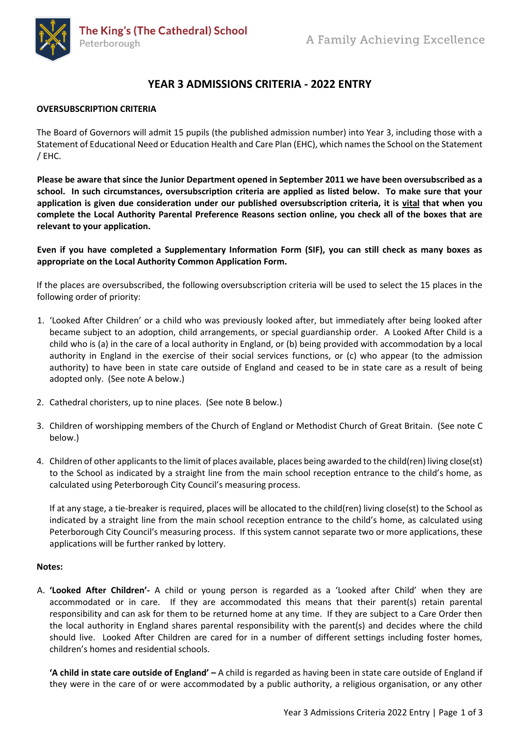The King's (The Cathedral) School
Peterborough

A Family Achieving Excellence

# YEAR 3 ADMISSIONS CRITERIA - 2022 ENTRY

**OVERSUBSCRIPTION CRITERIA**

The Board of Governors will admit 15 pupils (the published admission number) into Year 3, including those with a Statement of Educational Need or Education Health and Care Plan (EHC), which names the School on the Statement / EHC.

**Please be aware that since the Junior Department opened in September 2011 we have been oversubscribed as a school. In such circumstances, oversubscription criteria are applied as listed below. To make sure that your application is given due consideration under our published oversubscription criteria, it is <u>vital</u> that when you complete the Local Authority Parental Preference Reasons section online, you check all of the boxes that are relevant to your application.**

**Even if you have completed a Supplementary Information Form (SIF), you can still check as many boxes as appropriate on the Local Authority Common Application Form.**

If the places are oversubscribed, the following oversubscription criteria will be used to select the 15 places in the following order of priority:

1. 'Looked After Children' or a child who was previously looked after, but immediately after being looked after became subject to an adoption, child arrangements, or special guardianship order. A Looked After Child is a child who is (a) in the care of a local authority in England, or (b) being provided with accommodation by a local authority in England in the exercise of their social services functions, or (c) who appear (to the admission authority) to have been in state care outside of England and ceased to be in state care as a result of being adopted only. (See note A below.)

2. Cathedral choristers, up to nine places. (See note B below.)

3. Children of worshipping members of the Church of England or Methodist Church of Great Britain. (See note C below.)

4. Children of other applicants to the limit of places available, places being awarded to the child(ren) living close(st) to the School as indicated by a straight line from the main school reception entrance to the child's home, as calculated using Peterborough City Council's measuring process.

   If at any stage, a tie-breaker is required, places will be allocated to the child(ren) living close(st) to the School as indicated by a straight line from the main school reception entrance to the child's home, as calculated using Peterborough City Council's measuring process. If this system cannot separate two or more applications, these applications will be further ranked by lottery.

**Notes:**

A. **'Looked After Children'-** A child or young person is regarded as a 'Looked after Child' when they are accommodated or in care. If they are accommodated this means that their parent(s) retain parental responsibility and can ask for them to be returned home at any time. If they are subject to a Care Order then the local authority in England shares parental responsibility with the parent(s) and decides where the child should live. Looked After Children are cared for in a number of different settings including foster homes, children's homes and residential schools.

   **'A child in state care outside of England' –** A child is regarded as having been in state care outside of England if they were in the care of or were accommodated by a public authority, a religious organisation, or any other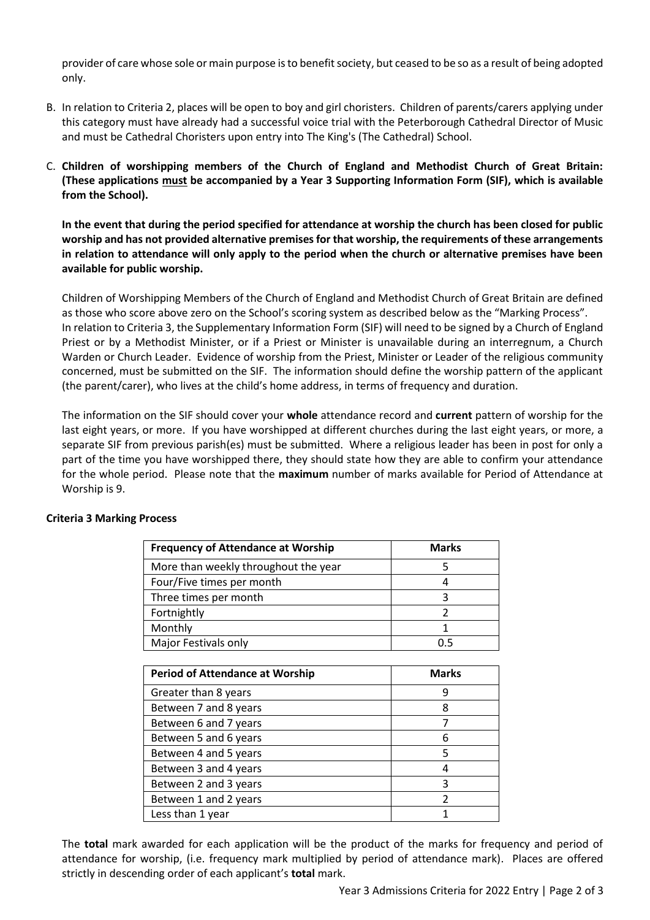provider of care whose sole or main purpose is to benefit society, but ceased to be so as a result of being adopted only.

B. In relation to Criteria 2, places will be open to boy and girl choristers. Children of parents/carers applying under this category must have already had a successful voice trial with the Peterborough Cathedral Director of Music and must be Cathedral Choristers upon entry into The King's (The Cathedral) School.

C. **Children of worshipping members of the Church of England and Methodist Church of Great Britain: (These applications must be accompanied by a Year 3 Supporting Information Form (SIF), which is available from the School).**

   **In the event that during the period specified for attendance at worship the church has been closed for public worship and has not provided alternative premises for that worship, the requirements of these arrangements in relation to attendance will only apply to the period when the church or alternative premises have been available for public worship.**

   Children of Worshipping Members of the Church of England and Methodist Church of Great Britain are defined as those who score above zero on the School's scoring system as described below as the "Marking Process".
   In relation to Criteria 3, the Supplementary Information Form (SIF) will need to be signed by a Church of England Priest or by a Methodist Minister, or if a Priest or Minister is unavailable during an interregnum, a Church Warden or Church Leader. Evidence of worship from the Priest, Minister or Leader of the religious community concerned, must be submitted on the SIF. The information should define the worship pattern of the applicant (the parent/carer), who lives at the child's home address, in terms of frequency and duration.

   The information on the SIF should cover your **whole** attendance record and **current** pattern of worship for the last eight years, or more. If you have worshipped at different churches during the last eight years, or more, a separate SIF from previous parish(es) must be submitted. Where a religious leader has been in post for only a part of the time you have worshipped there, they should state how they are able to confirm your attendance for the whole period. Please note that the **maximum** number of marks available for Period of Attendance at Worship is 9.

**Criteria 3 Marking Process**

| Frequency of Attendance at Worship | Marks |
|---|---|
| More than weekly throughout the year | 5 |
| Four/Five times per month | 4 |
| Three times per month | 3 |
| Fortnightly | 2 |
| Monthly | 1 |
| Major Festivals only | 0.5 |

| Period of Attendance at Worship | Marks |
|---|---|
| Greater than 8 years | 9 |
| Between 7 and 8 years | 8 |
| Between 6 and 7 years | 7 |
| Between 5 and 6 years | 6 |
| Between 4 and 5 years | 5 |
| Between 3 and 4 years | 4 |
| Between 2 and 3 years | 3 |
| Between 1 and 2 years | 2 |
| Less than 1 year | 1 |

The **total** mark awarded for each application will be the product of the marks for frequency and period of attendance for worship, (i.e. frequency mark multiplied by period of attendance mark). Places are offered strictly in descending order of each applicant's **total** mark.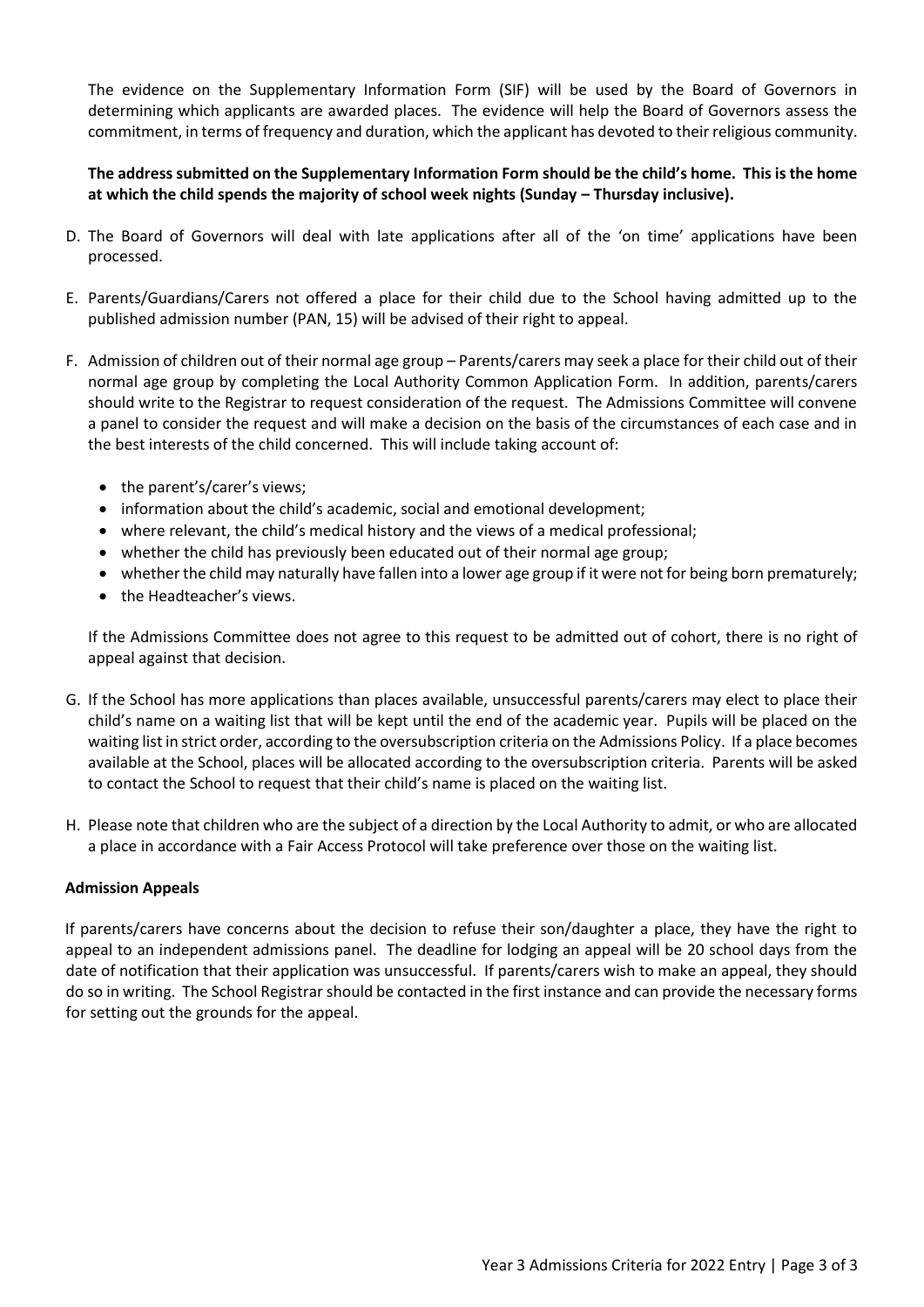The evidence on the Supplementary Information Form (SIF) will be used by the Board of Governors in determining which applicants are awarded places. The evidence will help the Board of Governors assess the commitment, in terms of frequency and duration, which the applicant has devoted to their religious community.

**The address submitted on the Supplementary Information Form should be the child's home. This is the home at which the child spends the majority of school week nights (Sunday – Thursday inclusive).**

D. The Board of Governors will deal with late applications after all of the 'on time' applications have been processed.

E. Parents/Guardians/Carers not offered a place for their child due to the School having admitted up to the published admission number (PAN, 15) will be advised of their right to appeal.

F. Admission of children out of their normal age group – Parents/carers may seek a place for their child out of their normal age group by completing the Local Authority Common Application Form. In addition, parents/carers should write to the Registrar to request consideration of the request. The Admissions Committee will convene a panel to consider the request and will make a decision on the basis of the circumstances of each case and in the best interests of the child concerned. This will include taking account of:

   - the parent's/carer's views;
   - information about the child's academic, social and emotional development;
   - where relevant, the child's medical history and the views of a medical professional;
   - whether the child has previously been educated out of their normal age group;
   - whether the child may naturally have fallen into a lower age group if it were not for being born prematurely;
   - the Headteacher's views.

   If the Admissions Committee does not agree to this request to be admitted out of cohort, there is no right of appeal against that decision.

G. If the School has more applications than places available, unsuccessful parents/carers may elect to place their child's name on a waiting list that will be kept until the end of the academic year. Pupils will be placed on the waiting list in strict order, according to the oversubscription criteria on the Admissions Policy. If a place becomes available at the School, places will be allocated according to the oversubscription criteria. Parents will be asked to contact the School to request that their child's name is placed on the waiting list.

H. Please note that children who are the subject of a direction by the Local Authority to admit, or who are allocated a place in accordance with a Fair Access Protocol will take preference over those on the waiting list.

**Admission Appeals**

If parents/carers have concerns about the decision to refuse their son/daughter a place, they have the right to appeal to an independent admissions panel. The deadline for lodging an appeal will be 20 school days from the date of notification that their application was unsuccessful. If parents/carers wish to make an appeal, they should do so in writing. The School Registrar should be contacted in the first instance and can provide the necessary forms for setting out the grounds for the appeal.